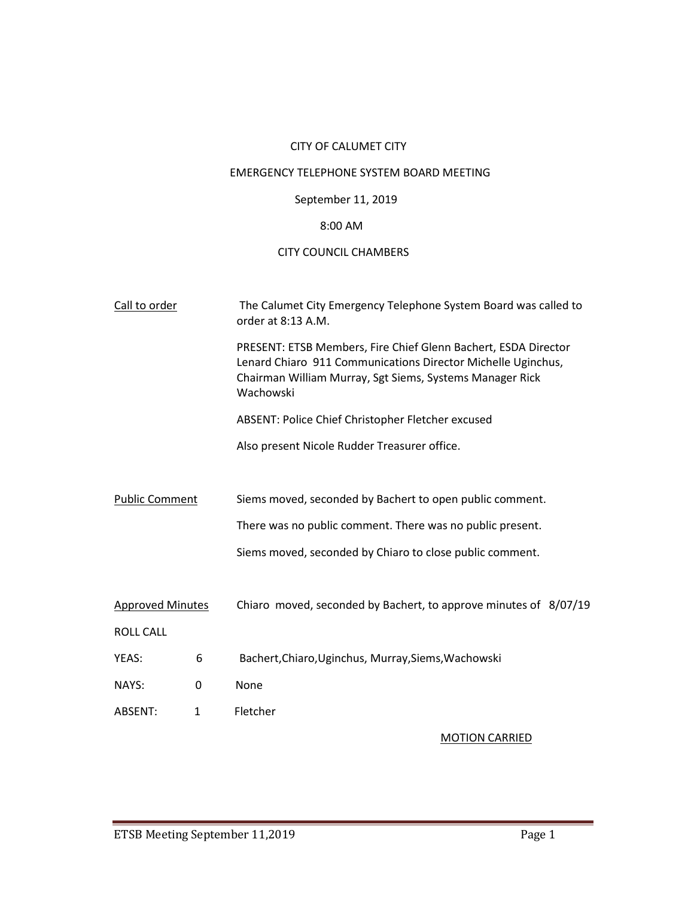CITY OF CALUMET CITY

EMERGENCY TELEPHONE SYSTEM BOARD MEETING

September 11, 2019

8:00 AM

CITY COUNCIL CHAMBERS

<u>Call to order</u>

The Calumet City Emergency Telephone System Board was called to order at 8:13 A.M.

PRESENT: ETSB Members, Fire Chief Glenn Bachert, ESDA Director Lenard Chiaro 911 Communications Director Michelle Uginchus, Chairman William Murray, Sgt Siems, Systems Manager Rick Wachowski

ABSENT: Police Chief Christopher Fletcher excused

Also present Nicole Rudder Treasurer office.

<u>Public Comment</u>

Siems moved, seconded by Bachert to open public comment.

There was no public comment. There was no public present.

Siems moved, seconded by Chiaro to close public comment.

<u>Approved Minutes</u>

Chiaro moved, seconded by Bachert, to approve minutes of 8/07/19

ROLL CALL

| | | |
|---|---|---|
| YEAS: | 6 | Bachert,Chiaro,Uginchus, Murray,Siems,Wachowski |
| NAYS: | 0 | None |
| ABSENT: | 1 | Fletcher |

<u>MOTION CARRIED</u>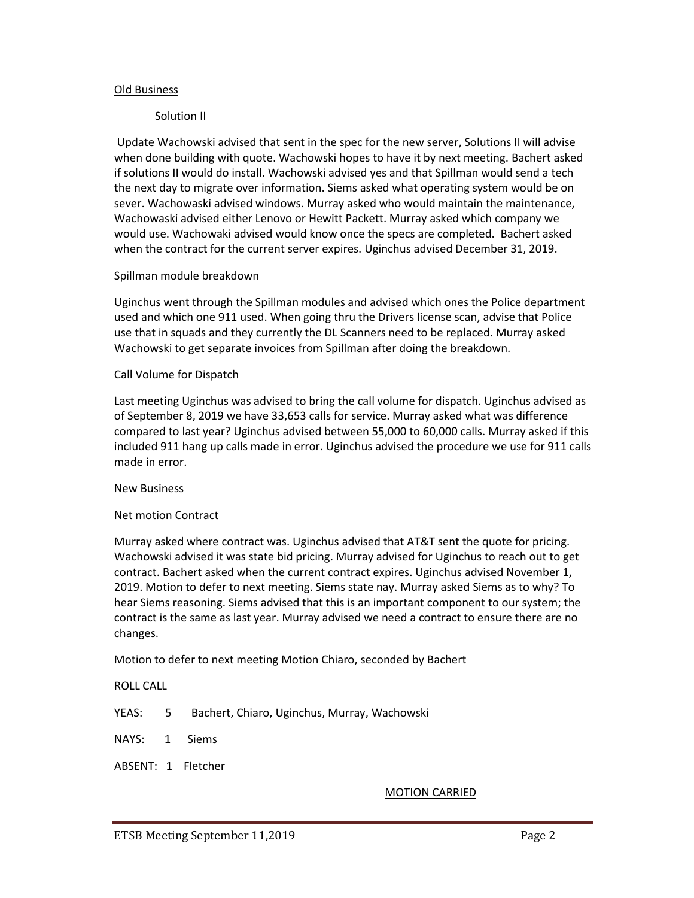## Old Business

Solution II

Update Wachowski advised that sent in the spec for the new server, Solutions II will advise when done building with quote. Wachowski hopes to have it by next meeting. Bachert asked if solutions II would do install. Wachowski advised yes and that Spillman would send a tech the next day to migrate over information. Siems asked what operating system would be on sever. Wachowaski advised windows. Murray asked who would maintain the maintenance, Wachowaski advised either Lenovo or Hewitt Packett. Murray asked which company we would use. Wachowaki advised would know once the specs are completed. Bachert asked when the contract for the current server expires. Uginchus advised December 31, 2019.

Spillman module breakdown

Uginchus went through the Spillman modules and advised which ones the Police department used and which one 911 used. When going thru the Drivers license scan, advise that Police use that in squads and they currently the DL Scanners need to be replaced. Murray asked Wachowski to get separate invoices from Spillman after doing the breakdown.

Call Volume for Dispatch

Last meeting Uginchus was advised to bring the call volume for dispatch. Uginchus advised as of September 8, 2019 we have 33,653 calls for service. Murray asked what was difference compared to last year? Uginchus advised between 55,000 to 60,000 calls. Murray asked if this included 911 hang up calls made in error. Uginchus advised the procedure we use for 911 calls made in error.

## New Business

Net motion Contract

Murray asked where contract was. Uginchus advised that AT&T sent the quote for pricing. Wachowski advised it was state bid pricing. Murray advised for Uginchus to reach out to get contract. Bachert asked when the current contract expires. Uginchus advised November 1, 2019. Motion to defer to next meeting. Siems state nay. Murray asked Siems as to why? To hear Siems reasoning. Siems advised that this is an important component to our system; the contract is the same as last year. Murray advised we need a contract to ensure there are no changes.

Motion to defer to next meeting Motion Chiaro, seconded by Bachert

ROLL CALL

YEAS: 5 Bachert, Chiaro, Uginchus, Murray, Wachowski

NAYS: 1 Siems

ABSENT: 1 Fletcher

MOTION CARRIED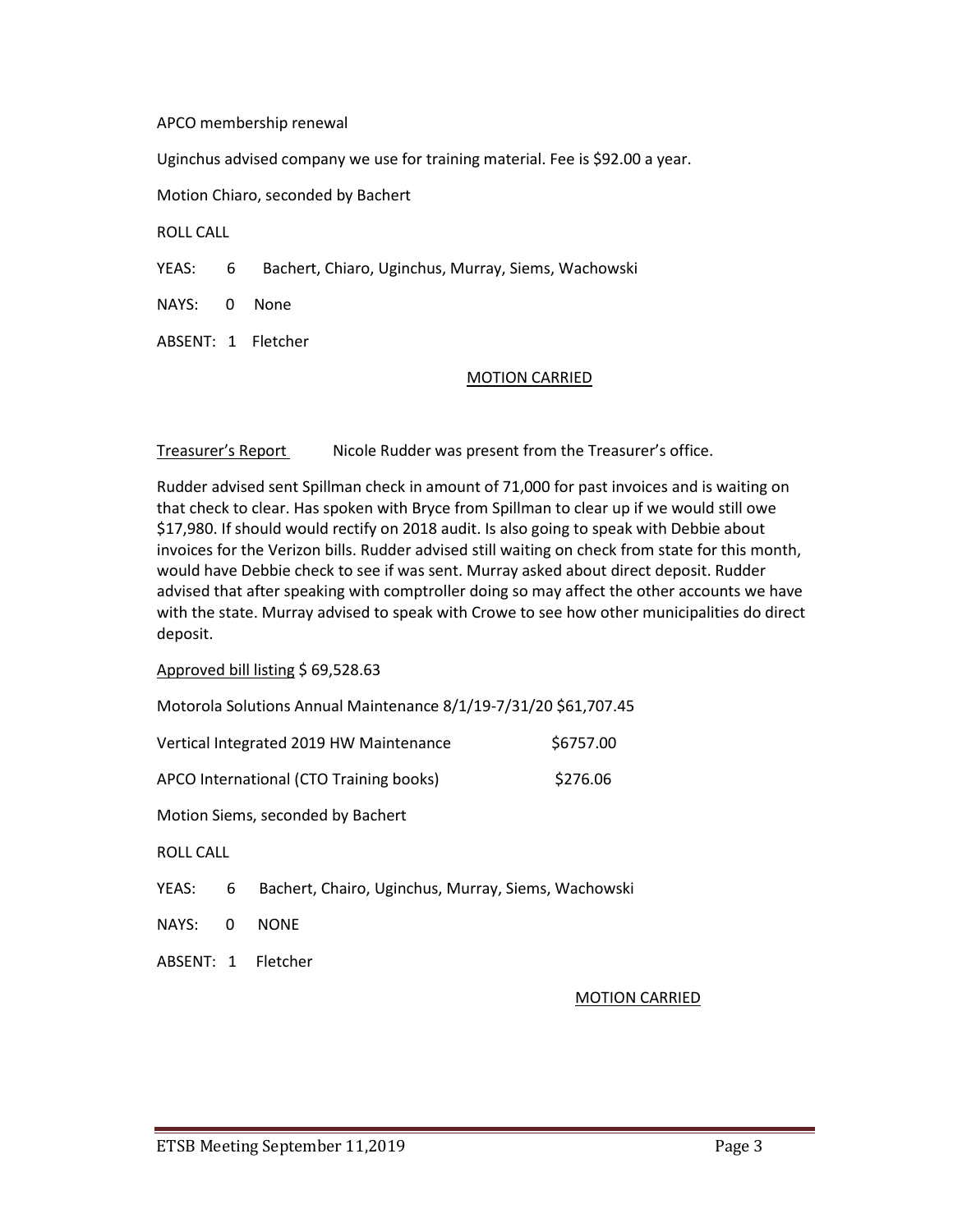APCO membership renewal

Uginchus advised company we use for training material. Fee is $92.00 a year.

Motion Chiaro, seconded by Bachert

ROLL CALL

YEAS: 6 Bachert, Chiaro, Uginchus, Murray, Siems, Wachowski

NAYS: 0 None

ABSENT: 1 Fletcher

MOTION CARRIED

Treasurer's Report Nicole Rudder was present from the Treasurer's office.

Rudder advised sent Spillman check in amount of 71,000 for past invoices and is waiting on that check to clear. Has spoken with Bryce from Spillman to clear up if we would still owe $17,980. If should would rectify on 2018 audit. Is also going to speak with Debbie about invoices for the Verizon bills. Rudder advised still waiting on check from state for this month, would have Debbie check to see if was sent. Murray asked about direct deposit. Rudder advised that after speaking with comptroller doing so may affect the other accounts we have with the state. Murray advised to speak with Crowe to see how other municipalities do direct deposit.

Approved bill listing $ 69,528.63

Motorola Solutions Annual Maintenance 8/1/19-7/31/20 $61,707.45

Vertical Integrated 2019 HW Maintenance $6757.00

APCO International (CTO Training books) $276.06

Motion Siems, seconded by Bachert

ROLL CALL

YEAS: 6 Bachert, Chairo, Uginchus, Murray, Siems, Wachowski

NAYS: 0 NONE

ABSENT: 1 Fletcher

MOTION CARRIED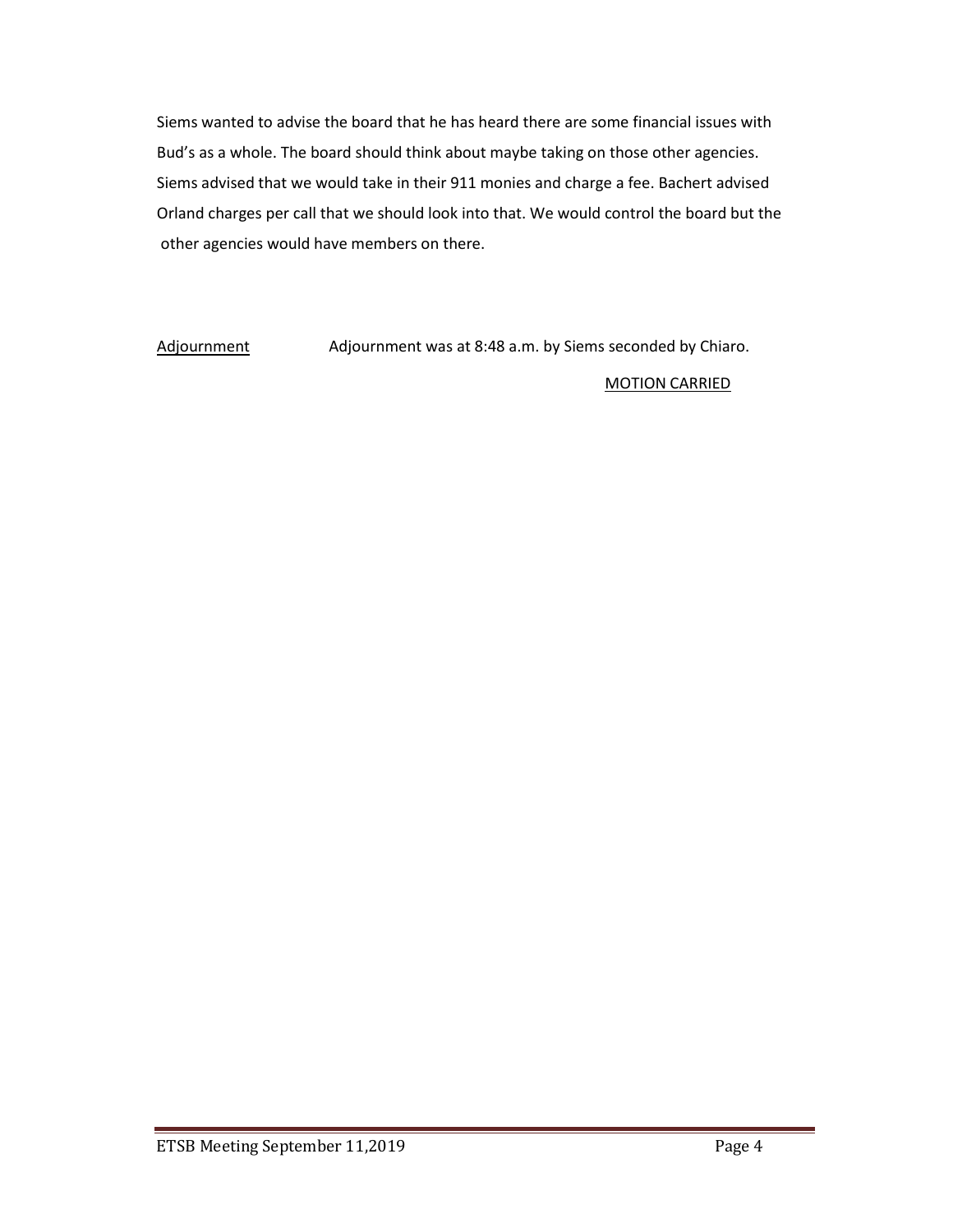Siems wanted to advise the board that he has heard there are some financial issues with Bud's as a whole. The board should think about maybe taking on those other agencies. Siems advised that we would take in their 911 monies and charge a fee. Bachert advised Orland charges per call that we should look into that. We would control the board but the other agencies would have members on there.

Adjournment    Adjournment was at 8:48 a.m. by Siems seconded by Chiaro.

MOTION CARRIED